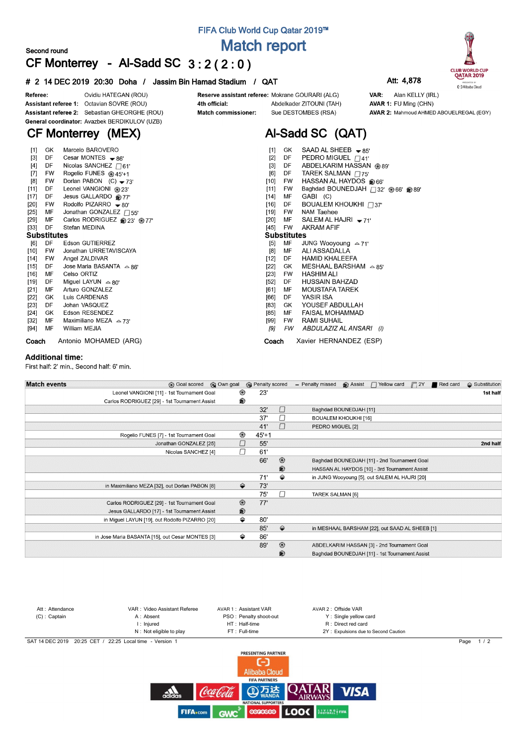FIFA Club World Cup Qatar 2019™

# Match report

Second round

## CF Monterrey - Al-Sadd SC 3 : 2 ( 2 : 0 )

**# 2 14 DEC 2019 20:30 Doha / Jassim Bin Hamad Stadium / QAT** Att: 4,878

| | | | | | |
|---|---|---|---|---|---|
| **Referee:** | Ovidiu HATEGAN (ROU) | **Reserve assistant referee:** | Mokrane GOURARI (ALG) | **VAR:** | Alan KELLY (IRL) |
| **Assistant referee 1:** | Octavian SOVRE (ROU) | **4th official:** | Abdelkader ZITOUNI (TAH) | **AVAR 1:** | FU Ming (CHN) |
| **Assistant referee 2:** | Sebastian GHEORGHE (ROU) | **Match commissioner:** | Sue DESTOMBES (RSA) | **AVAR 2:** | Mahmoud AHMED ABOUELREGAL (EGY) |
| **General coordinator:** | Avazbek BERDIKULOV (UZB) | | | | |

## CF Monterrey (MEX)

| No. | Pos | Player | Events |
|---|---|---|---|
| [1] | GK | Marcelo BAROVERO | |
| [3] | DF | Cesar MONTES | out 86' |
| [4] | DF | Nicolas SANCHEZ | Yellow 61' |
| [7] | FW | Rogelio FUNES | Goal 45'+1 |
| [8] | FW | Dorlan PABON (C) | out 73' |
| [11] | DF | Leonel VANGIONI | Goal 23' |
| [17] | DF | Jesus GALLARDO | Assist 77' |
| [20] | FW | Rodolfo PIZARRO | out 80' |
| [25] | MF | Jonathan GONZALEZ | Yellow 55' |
| [29] | MF | Carlos RODRIGUEZ | Assist 23', Goal 77' |
| [33] | DF | Stefan MEDINA | |

### Substitutes

| No. | Pos | Player | Events |
|---|---|---|---|
| [6] | DF | Edson GUTIERREZ | |
| [10] | FW | Jonathan URRETAVISCAYA | |
| [14] | FW | Angel ZALDIVAR | |
| [15] | DF | Jose Maria BASANTA | in 86' |
| [16] | MF | Celso ORTIZ | |
| [19] | DF | Miguel LAYUN | in 80' |
| [21] | MF | Arturo GONZALEZ | |
| [22] | GK | Luis CARDENAS | |
| [23] | DF | Johan VASQUEZ | |
| [24] | GK | Edson RESENDEZ | |
| [32] | MF | Maximiliano MEZA | in 73' |
| [94] | MF | William MEJIA | |

**Coach** Antonio MOHAMED (ARG)

## Al-Sadd SC (QAT)

| No. | Pos | Player | Events |
|---|---|---|---|
| [1] | GK | SAAD AL SHEEB | out 85' |
| [2] | DF | PEDRO MIGUEL | Yellow 41' |
| [3] | DF | ABDELKARIM HASSAN | Goal 89' |
| [6] | DF | TAREK SALMAN | Yellow 75' |
| [10] | FW | HASSAN AL HAYDOS | Assist 66' |
| [11] | FW | Baghdad BOUNEDJAH | Yellow 32', Goal 66', Assist 89' |
| [14] | MF | GABI (C) | |
| [16] | DF | BOUALEM KHOUKHI | Yellow 37' |
| [19] | FW | NAM Taehee | |
| [20] | MF | SALEM AL HAJRI | out 71' |
| [45] | FW | AKRAM AFIF | |

### Substitutes

| No. | Pos | Player | Events |
|---|---|---|---|
| [5] | MF | JUNG Wooyoung | in 71' |
| [8] | MF | ALI ASSADALLA | |
| [12] | DF | HAMID KHALEEFA | |
| [22] | GK | MESHAAL BARSHAM | in 85' |
| [23] | FW | HASHIM ALI | |
| [52] | DF | HUSSAIN BAHZAD | |
| [61] | MF | MOUSTAFA TAREK | |
| [66] | DF | YASIR ISA | |
| [83] | GK | YOUSEF ABDULLAH | |
| [85] | MF | FAISAL MOHAMMAD | |
| [99] | FW | RAMI SUHAIL | |
| *[9]* | *FW* | *ABDULAZIZ AL ANSARI (I)* | |

**Coach** Xavier HERNANDEZ (ESP)

### Additional time:

First half: 2' min., Second half: 6' min.

### Match events

| CF Monterrey | Event | Minute | Event | Al-Sadd SC | Half |
|---|---|---|---|---|---|
| Leonel VANGIONI [11] - 1st Tournament Goal | Goal scored | 23' | | | 1st half |
| Carlos RODRIGUEZ [29] - 1st Tournament Assist | Assist | | | | |
| | | 32' | Yellow card | Baghdad BOUNEDJAH [11] | |
| | | 37' | Yellow card | BOUALEM KHOUKHI [16] | |
| | | 41' | Yellow card | PEDRO MIGUEL [2] | |
| Rogelio FUNES [7] - 1st Tournament Goal | Goal scored | 45'+1 | | | |
| Jonathan GONZALEZ [25] | Yellow card | 55' | | | 2nd half |
| Nicolas SANCHEZ [4] | Yellow card | 61' | | | |
| | | 66' | Goal scored | Baghdad BOUNEDJAH [11] - 2nd Tournament Goal | |
| | | | Assist | HASSAN AL HAYDOS [10] - 3rd Tournament Assist | |
| | | 71' | Substitution | in JUNG Wooyoung [5], out SALEM AL HAJRI [20] | |
| in Maximiliano MEZA [32], out Dorlan PABON [8] | Substitution | 73' | | | |
| | | 75' | Yellow card | TAREK SALMAN [6] | |
| Carlos RODRIGUEZ [29] - 1st Tournament Goal | Goal scored | 77' | | | |
| Jesus GALLARDO [17] - 1st Tournament Assist | Assist | | | | |
| in Miguel LAYUN [19], out Rodolfo PIZARRO [20] | Substitution | 80' | | | |
| | | 85' | Substitution | in MESHAAL BARSHAM [22], out SAAD AL SHEEB [1] | |
| in Jose Maria BASANTA [15], out Cesar MONTES [3] | Substitution | 86' | | | |
| | | 89' | Goal scored | ABDELKARIM HASSAN [3] - 2nd Tournament Goal | |
| | | | Assist | Baghdad BOUNEDJAH [11] - 1st Tournament Assist | |

Att : Attendance
(C) : Captain
VAR : Video Assistant Referee
A : Absent
I : Injured
N : Not eligible to play
AVAR 1 : Assistant VAR
PSO : Penalty shoot-out
HT : Half-time
FT : Full-time
AVAR 2 : Offside VAR
Y : Single yellow card
R : Direct red card
2Y : Expulsions due to Second Caution

SAT 14 DEC 2019 20:25 CET / 22:25 Local time - Version 1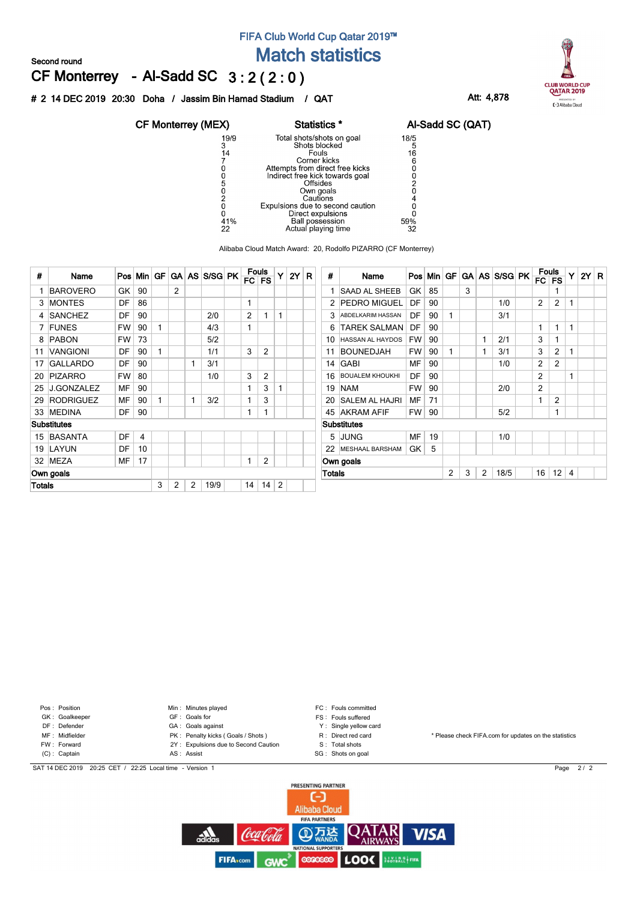## FIFA Club World Cup Qatar 2019™

# Match statistics

Second round

**CF Monterrey - Al-Sadd SC 3 : 2 ( 2 : 0 )**

**# 2 14 DEC 2019 20:30 Doha / Jassim Bin Hamad Stadium / QAT** Att: 4,878

| CF Monterrey (MEX) | Statistics * | Al-Sadd SC (QAT) |
|---|---|---|
| 19/9 | Total shots/shots on goal | 18/5 |
| 3 | Shots blocked | 5 |
| 14 | Fouls | 16 |
| 7 | Corner kicks | 6 |
| 0 | Attempts from direct free kicks | 0 |
| 0 | Indirect free kick towards goal | 0 |
| 5 | Offsides | 2 |
| 0 | Own goals | 0 |
| 2 | Cautions | 4 |
| 0 | Expulsions due to second caution | 0 |
| 0 | Direct expulsions | 0 |
| 41% | Ball possession | 59% |
| 22 | Actual playing time | 32 |

Alibaba Cloud Match Award: 20, Rodolfo PIZARRO (CF Monterrey)

| # | Name | Pos | Min | GF | GA | AS | S/SG | PK | Fouls FC | Fouls FS | Y | 2Y | R |
|---|---|---|---|---|---|---|---|---|---|---|---|---|---|
| 1 | BAROVERO | GK | 90 | | 2 | | | | | | | | |
| 3 | MONTES | DF | 86 | | | | | | 1 | | | | |
| 4 | SANCHEZ | DF | 90 | | | | 2/0 | | 2 | 1 | 1 | | |
| 7 | FUNES | FW | 90 | 1 | | | 4/3 | | 1 | | | | |
| 8 | PABON | FW | 73 | | | | 5/2 | | | | | | |
| 11 | VANGIONI | DF | 90 | 1 | | | 1/1 | | 3 | 2 | | | |
| 17 | GALLARDO | DF | 90 | | | 1 | 3/1 | | | | | | |
| 20 | PIZARRO | FW | 80 | | | | 1/0 | | 3 | 2 | | | |
| 25 | J.GONZALEZ | MF | 90 | | | | | | 1 | 3 | 1 | | |
| 29 | RODRIGUEZ | MF | 90 | 1 | | 1 | 3/2 | | 1 | 3 | | | |
| 33 | MEDINA | DF | 90 | | | | | | 1 | 1 | | | |
| **Substitutes** | | | | | | | | | | | | | |
| 15 | BASANTA | DF | 4 | | | | | | | | | | |
| 19 | LAYUN | DF | 10 | | | | | | | | | | |
| 32 | MEZA | MF | 17 | | | | | | 1 | 2 | | | |
| **Own goals** | | | | | | | | | | | | | |
| **Totals** | | | | 3 | 2 | 2 | 19/9 | | 14 | 14 | 2 | | |

| # | Name | Pos | Min | GF | GA | AS | S/SG | PK | Fouls FC | Fouls FS | Y | 2Y | R |
|---|---|---|---|---|---|---|---|---|---|---|---|---|---|
| 1 | SAAD AL SHEEB | GK | 85 | | 3 | | | | | 1 | | | |
| 2 | PEDRO MIGUEL | DF | 90 | | | | 1/0 | | 2 | 2 | 1 | | |
| 3 | ABDELKARIM HASSAN | DF | 90 | 1 | | | 3/1 | | | | | | |
| 6 | TAREK SALMAN | DF | 90 | | | | | | 1 | 1 | 1 | | |
| 10 | HASSAN AL HAYDOS | FW | 90 | | | 1 | 2/1 | | 3 | 1 | | | |
| 11 | BOUNEDJAH | FW | 90 | 1 | | 1 | 3/1 | | 3 | 2 | 1 | | |
| 14 | GABI | MF | 90 | | | | 1/0 | | 2 | 2 | | | |
| 16 | BOUALEM KHOUKHI | DF | 90 | | | | | | 2 | | 1 | | |
| 19 | NAM | FW | 90 | | | | 2/0 | | 2 | | | | |
| 20 | SALEM AL HAJRI | MF | 71 | | | | | | 1 | 2 | | | |
| 45 | AKRAM AFIF | FW | 90 | | | | 5/2 | | | 1 | | | |
| **Substitutes** | | | | | | | | | | | | | |
| 5 | JUNG | MF | 19 | | | | 1/0 | | | | | | |
| 22 | MESHAAL BARSHAM | GK | 5 | | | | | | | | | | |
| **Own goals** | | | | | | | | | | | | | |
| **Totals** | | | | 2 | 3 | 2 | 18/5 | | 16 | 12 | 4 | | |

Pos : Position
GK : Goalkeeper
DF : Defender
MF : Midfielder
FW : Forward
(C) : Captain

Min : Minutes played
GF : Goals for
GA : Goals against
PK : Penalty kicks ( Goals / Shots )
2Y : Expulsions due to Second Caution
AS : Assist

FC : Fouls committed
FS : Fouls suffered
Y : Single yellow card
R : Direct red card
S : Total shots
SG : Shots on goal

* Please check FIFA.com for updates on the statistics

SAT 14 DEC 2019 20:25 CET / 22:25 Local time - Version 1